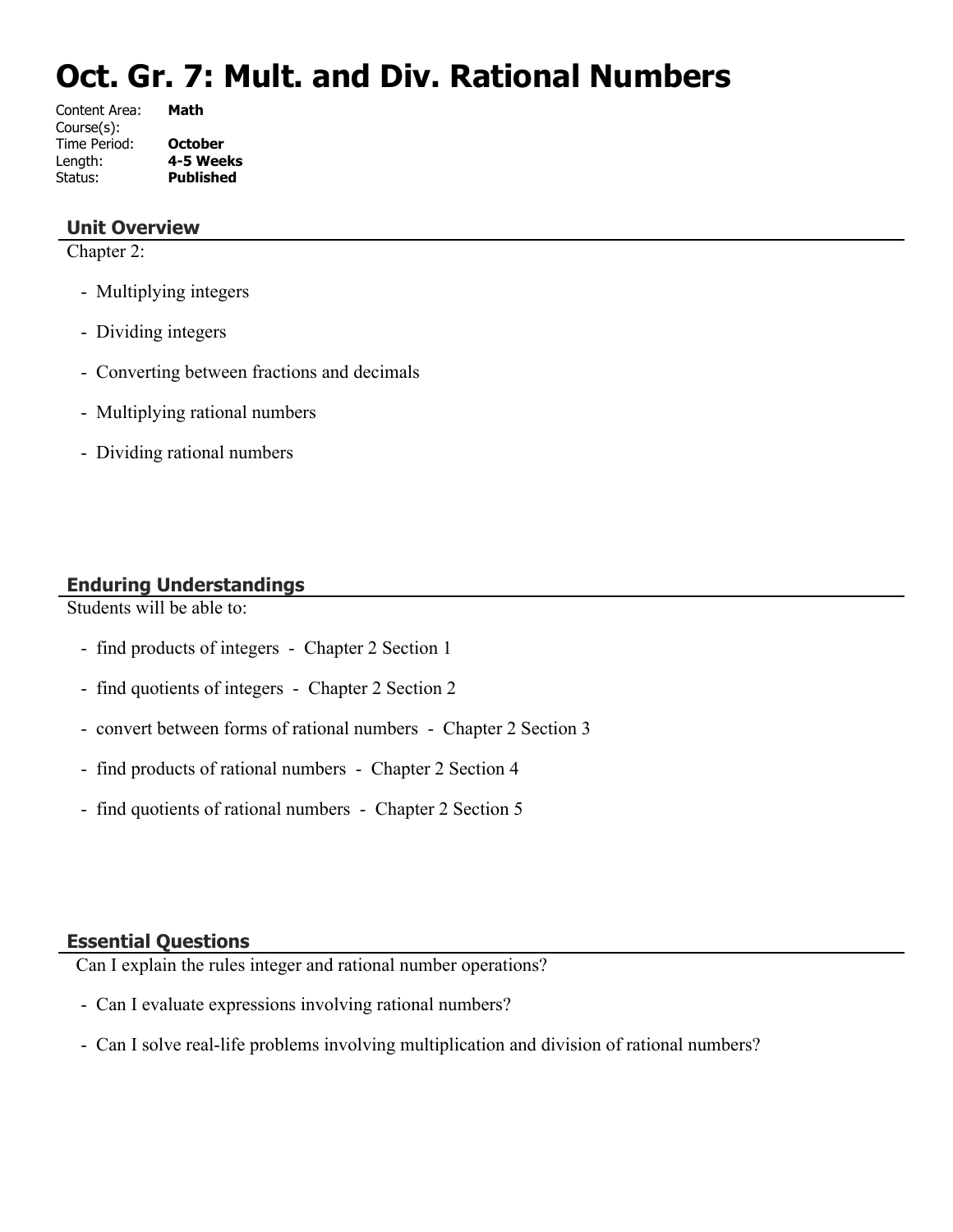# Oct. Gr. 7: Mult. and Div. Rational Numbers

Content Area: **Math**
Course(s):
Time Period: **October**
Length: **4-5 Weeks**
Status: **Published**

## Unit Overview

Chapter 2:

- Multiplying integers
- Dividing integers
- Converting between fractions and decimals
- Multiplying rational numbers
- Dividing rational numbers

## Enduring Understandings

Students will be able to:

- find products of integers - Chapter 2 Section 1
- find quotients of integers - Chapter 2 Section 2
- convert between forms of rational numbers - Chapter 2 Section 3
- find products of rational numbers - Chapter 2 Section 4
- find quotients of rational numbers - Chapter 2 Section 5

## Essential Questions

Can I explain the rules integer and rational number operations?

- Can I evaluate expressions involving rational numbers?
- Can I solve real-life problems involving multiplication and division of rational numbers?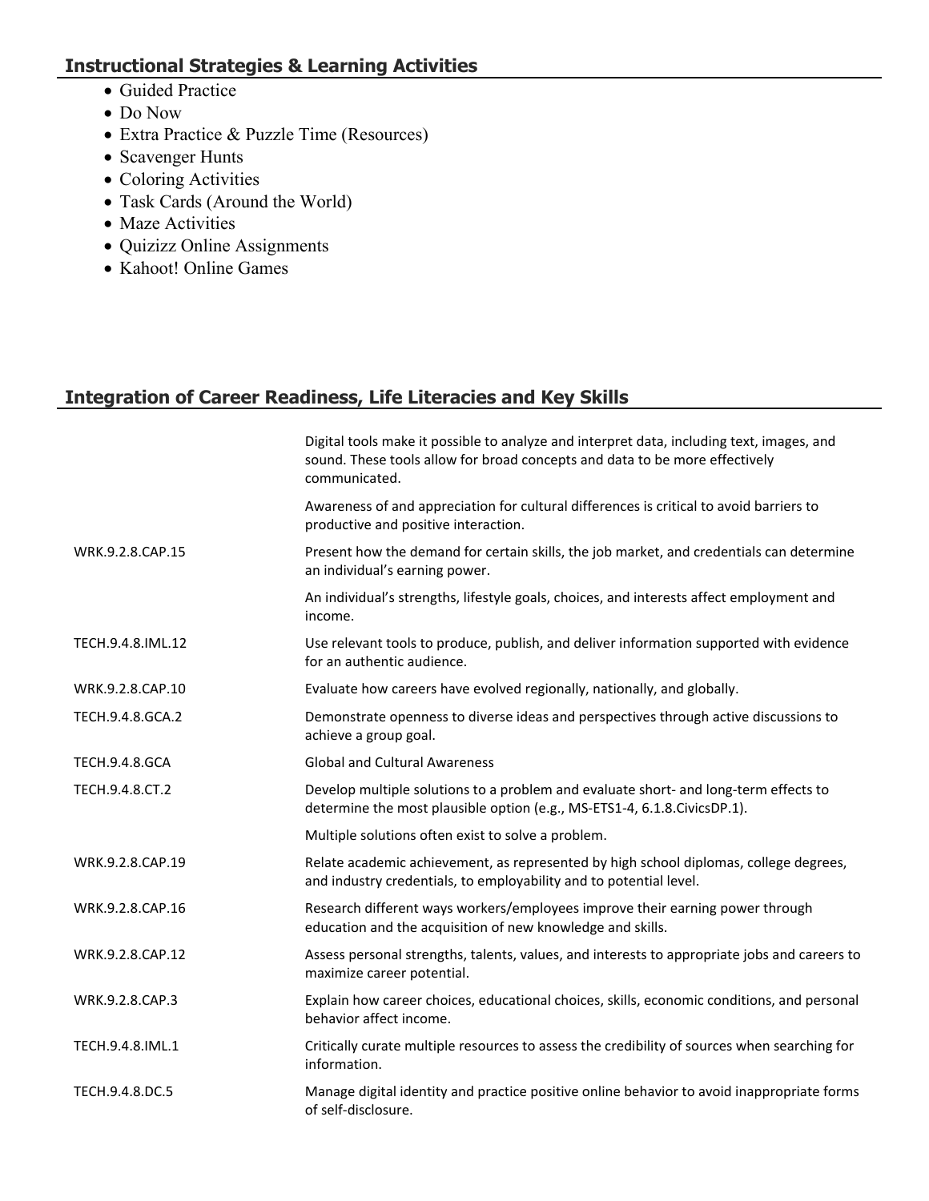## Instructional Strategies & Learning Activities

- Guided Practice
- Do Now
- Extra Practice & Puzzle Time (Resources)
- Scavenger Hunts
- Coloring Activities
- Task Cards (Around the World)
- Maze Activities
- Quizizz Online Assignments
- Kahoot! Online Games

## Integration of Career Readiness, Life Literacies and Key Skills

| | |
|---|---|
| | Digital tools make it possible to analyze and interpret data, including text, images, and sound. These tools allow for broad concepts and data to be more effectively communicated. |
| | Awareness of and appreciation for cultural differences is critical to avoid barriers to productive and positive interaction. |
| WRK.9.2.8.CAP.15 | Present how the demand for certain skills, the job market, and credentials can determine an individual's earning power. |
| | An individual's strengths, lifestyle goals, choices, and interests affect employment and income. |
| TECH.9.4.8.IML.12 | Use relevant tools to produce, publish, and deliver information supported with evidence for an authentic audience. |
| WRK.9.2.8.CAP.10 | Evaluate how careers have evolved regionally, nationally, and globally. |
| TECH.9.4.8.GCA.2 | Demonstrate openness to diverse ideas and perspectives through active discussions to achieve a group goal. |
| TECH.9.4.8.GCA | Global and Cultural Awareness |
| TECH.9.4.8.CT.2 | Develop multiple solutions to a problem and evaluate short- and long-term effects to determine the most plausible option (e.g., MS-ETS1-4, 6.1.8.CivicsDP.1). |
| | Multiple solutions often exist to solve a problem. |
| WRK.9.2.8.CAP.19 | Relate academic achievement, as represented by high school diplomas, college degrees, and industry credentials, to employability and to potential level. |
| WRK.9.2.8.CAP.16 | Research different ways workers/employees improve their earning power through education and the acquisition of new knowledge and skills. |
| WRK.9.2.8.CAP.12 | Assess personal strengths, talents, values, and interests to appropriate jobs and careers to maximize career potential. |
| WRK.9.2.8.CAP.3 | Explain how career choices, educational choices, skills, economic conditions, and personal behavior affect income. |
| TECH.9.4.8.IML.1 | Critically curate multiple resources to assess the credibility of sources when searching for information. |
| TECH.9.4.8.DC.5 | Manage digital identity and practice positive online behavior to avoid inappropriate forms of self-disclosure. |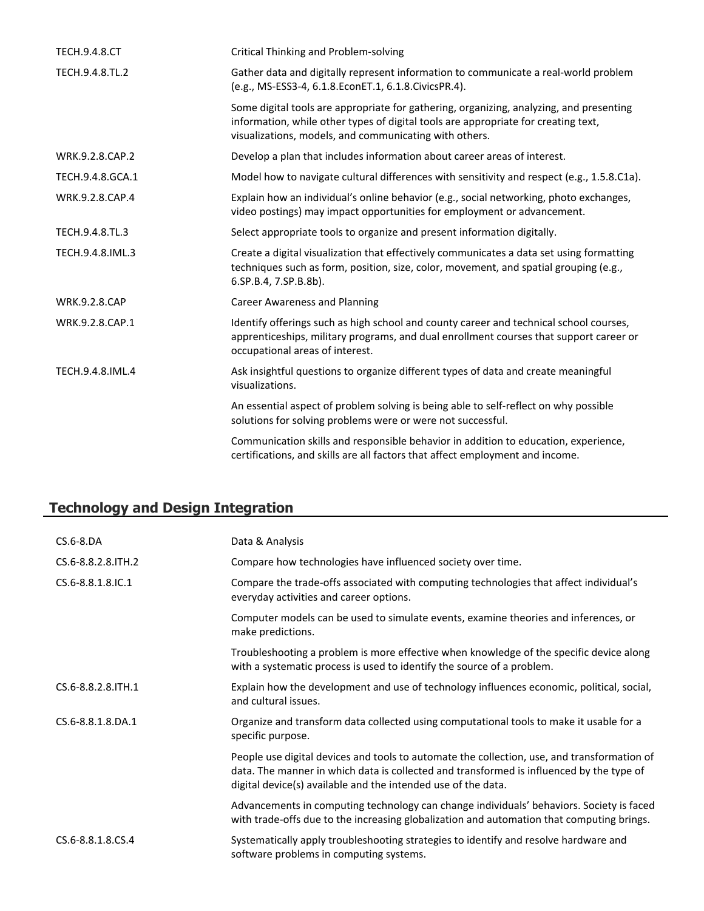| | |
|---|---|
| TECH.9.4.8.CT | Critical Thinking and Problem-solving |
| TECH.9.4.8.TL.2 | Gather data and digitally represent information to communicate a real-world problem (e.g., MS-ESS3-4, 6.1.8.EconET.1, 6.1.8.CivicsPR.4). |
| | Some digital tools are appropriate for gathering, organizing, analyzing, and presenting information, while other types of digital tools are appropriate for creating text, visualizations, models, and communicating with others. |
| WRK.9.2.8.CAP.2 | Develop a plan that includes information about career areas of interest. |
| TECH.9.4.8.GCA.1 | Model how to navigate cultural differences with sensitivity and respect (e.g., 1.5.8.C1a). |
| WRK.9.2.8.CAP.4 | Explain how an individual's online behavior (e.g., social networking, photo exchanges, video postings) may impact opportunities for employment or advancement. |
| TECH.9.4.8.TL.3 | Select appropriate tools to organize and present information digitally. |
| TECH.9.4.8.IML.3 | Create a digital visualization that effectively communicates a data set using formatting techniques such as form, position, size, color, movement, and spatial grouping (e.g., 6.SP.B.4, 7.SP.B.8b). |
| WRK.9.2.8.CAP | Career Awareness and Planning |
| WRK.9.2.8.CAP.1 | Identify offerings such as high school and county career and technical school courses, apprenticeships, military programs, and dual enrollment courses that support career or occupational areas of interest. |
| TECH.9.4.8.IML.4 | Ask insightful questions to organize different types of data and create meaningful visualizations. |
| | An essential aspect of problem solving is being able to self-reflect on why possible solutions for solving problems were or were not successful. |
| | Communication skills and responsible behavior in addition to education, experience, certifications, and skills are all factors that affect employment and income. |

## Technology and Design Integration

| | |
|---|---|
| CS.6-8.DA | Data & Analysis |
| CS.6-8.8.2.8.ITH.2 | Compare how technologies have influenced society over time. |
| CS.6-8.8.1.8.IC.1 | Compare the trade-offs associated with computing technologies that affect individual's everyday activities and career options. |
| | Computer models can be used to simulate events, examine theories and inferences, or make predictions. |
| | Troubleshooting a problem is more effective when knowledge of the specific device along with a systematic process is used to identify the source of a problem. |
| CS.6-8.8.2.8.ITH.1 | Explain how the development and use of technology influences economic, political, social, and cultural issues. |
| CS.6-8.8.1.8.DA.1 | Organize and transform data collected using computational tools to make it usable for a specific purpose. |
| | People use digital devices and tools to automate the collection, use, and transformation of data. The manner in which data is collected and transformed is influenced by the type of digital device(s) available and the intended use of the data. |
| | Advancements in computing technology can change individuals' behaviors. Society is faced with trade-offs due to the increasing globalization and automation that computing brings. |
| CS.6-8.8.1.8.CS.4 | Systematically apply troubleshooting strategies to identify and resolve hardware and software problems in computing systems. |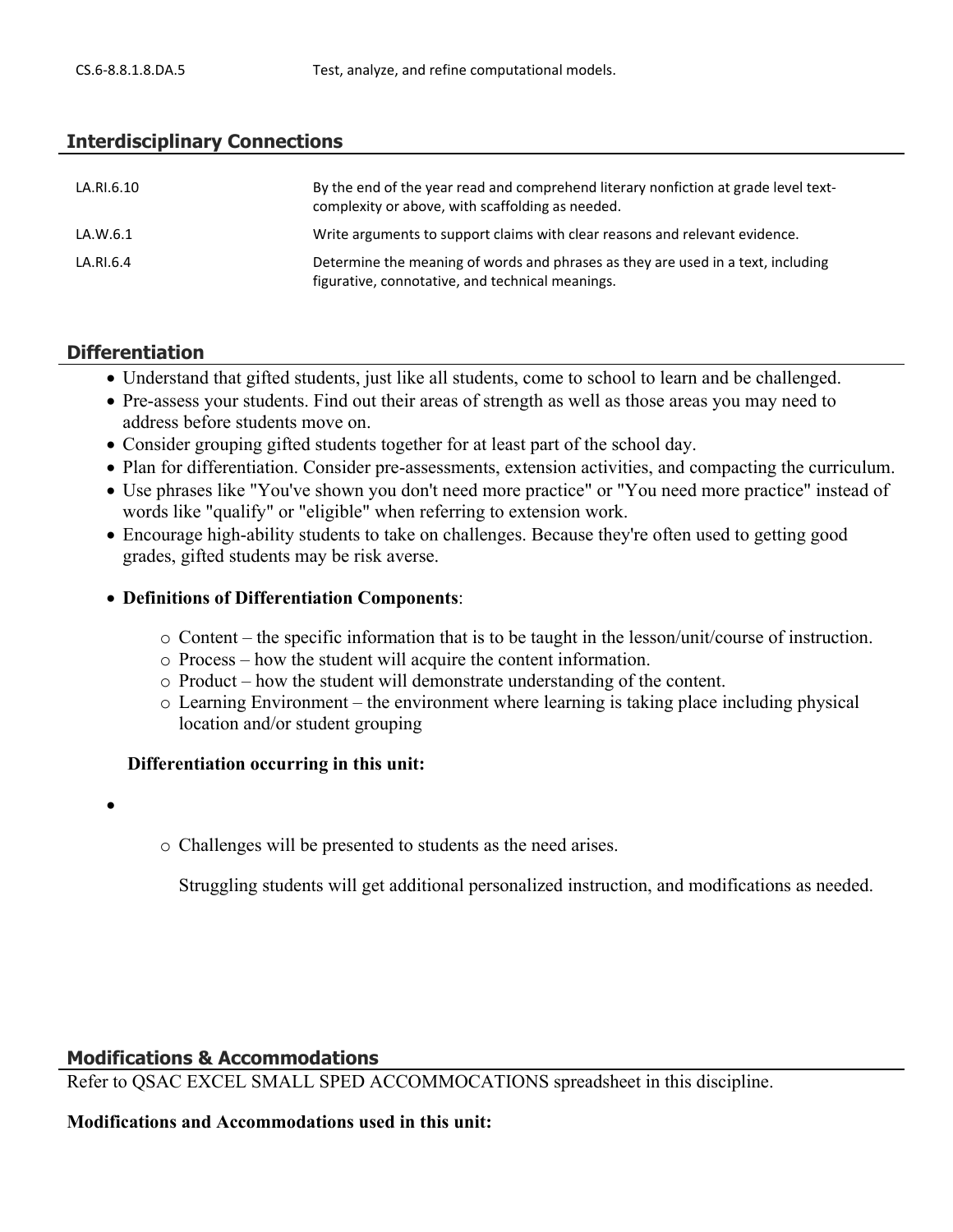| | |
|---|---|
| CS.6-8.8.1.8.DA.5 | Test, analyze, and refine computational models. |

## Interdisciplinary Connections

| | |
|---|---|
| LA.RI.6.10 | By the end of the year read and comprehend literary nonfiction at grade level text-complexity or above, with scaffolding as needed. |
| LA.W.6.1 | Write arguments to support claims with clear reasons and relevant evidence. |
| LA.RI.6.4 | Determine the meaning of words and phrases as they are used in a text, including figurative, connotative, and technical meanings. |

## Differentiation

- Understand that gifted students, just like all students, come to school to learn and be challenged.
- Pre-assess your students. Find out their areas of strength as well as those areas you may need to address before students move on.
- Consider grouping gifted students together for at least part of the school day.
- Plan for differentiation. Consider pre-assessments, extension activities, and compacting the curriculum.
- Use phrases like "You've shown you don't need more practice" or "You need more practice" instead of words like "qualify" or "eligible" when referring to extension work.
- Encourage high-ability students to take on challenges. Because they're often used to getting good grades, gifted students may be risk averse.
- **Definitions of Differentiation Components**:
  - Content – the specific information that is to be taught in the lesson/unit/course of instruction.
  - Process – how the student will acquire the content information.
  - Product – how the student will demonstrate understanding of the content.
  - Learning Environment – the environment where learning is taking place including physical location and/or student grouping

**Differentiation occurring in this unit:**

- 
  - Challenges will be presented to students as the need arises.

    Struggling students will get additional personalized instruction, and modifications as needed.

## Modifications & Accommodations

Refer to QSAC EXCEL SMALL SPED ACCOMMOCATIONS spreadsheet in this discipline.

**Modifications and Accommodations used in this unit:**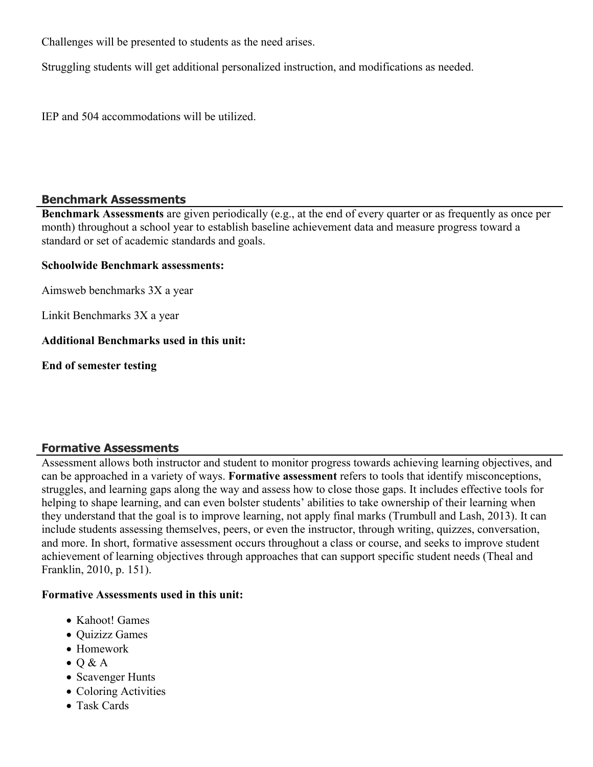Challenges will be presented to students as the need arises.

Struggling students will get additional personalized instruction, and modifications as needed.

IEP and 504 accommodations will be utilized.

## Benchmark Assessments

**Benchmark Assessments** are given periodically (e.g., at the end of every quarter or as frequently as once per month) throughout a school year to establish baseline achievement data and measure progress toward a standard or set of academic standards and goals.

**Schoolwide Benchmark assessments:**

Aimsweb benchmarks 3X a year

Linkit Benchmarks 3X a year

**Additional Benchmarks used in this unit:**

**End of semester testing**

## Formative Assessments

Assessment allows both instructor and student to monitor progress towards achieving learning objectives, and can be approached in a variety of ways. **Formative assessment** refers to tools that identify misconceptions, struggles, and learning gaps along the way and assess how to close those gaps. It includes effective tools for helping to shape learning, and can even bolster students' abilities to take ownership of their learning when they understand that the goal is to improve learning, not apply final marks (Trumbull and Lash, 2013). It can include students assessing themselves, peers, or even the instructor, through writing, quizzes, conversation, and more. In short, formative assessment occurs throughout a class or course, and seeks to improve student achievement of learning objectives through approaches that can support specific student needs (Theal and Franklin, 2010, p. 151).

**Formative Assessments used in this unit:**

- Kahoot! Games
- Quizizz Games
- Homework
- Q & A
- Scavenger Hunts
- Coloring Activities
- Task Cards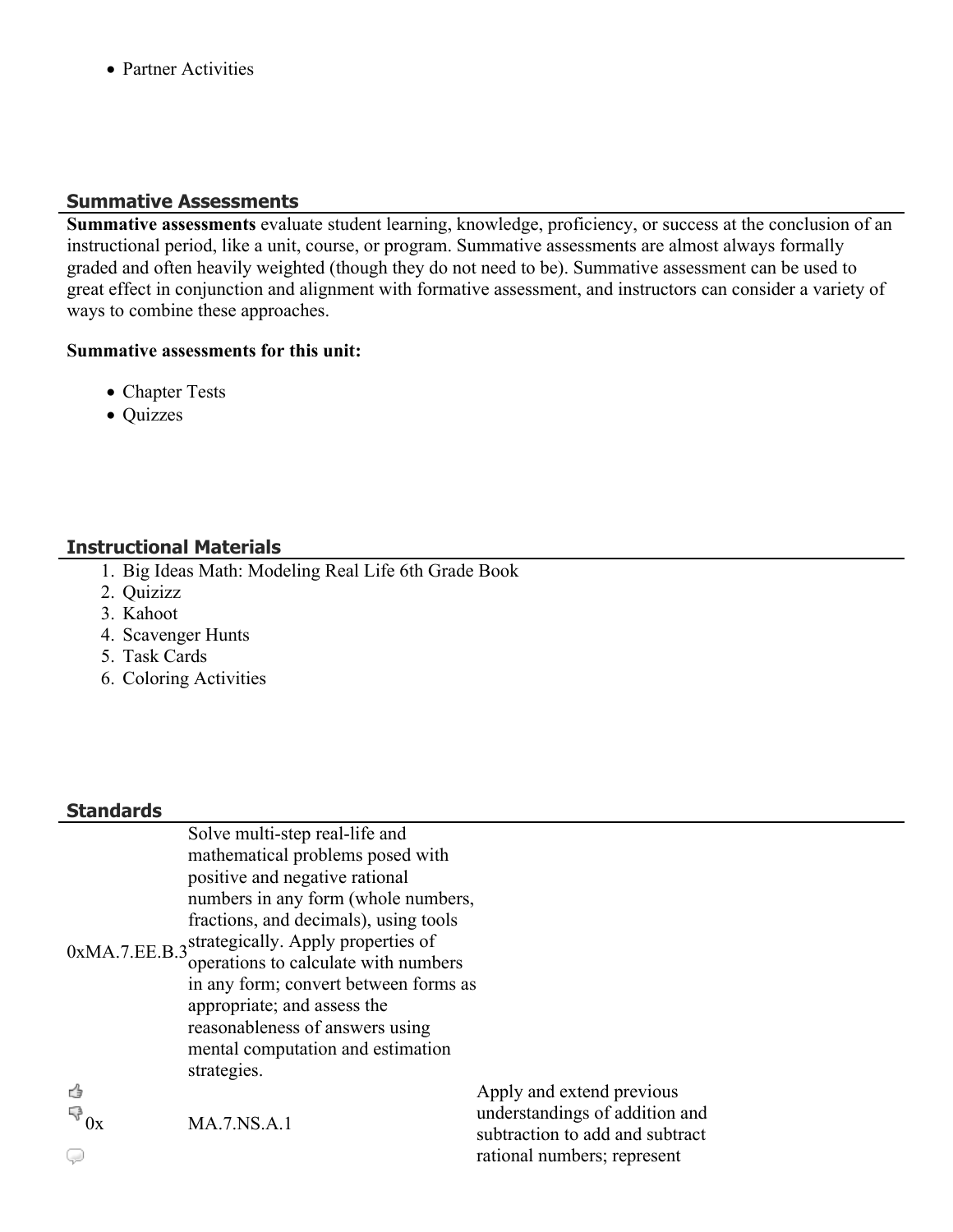- Partner Activities

## Summative Assessments

**Summative assessments** evaluate student learning, knowledge, proficiency, or success at the conclusion of an instructional period, like a unit, course, or program. Summative assessments are almost always formally graded and often heavily weighted (though they do not need to be). Summative assessment can be used to great effect in conjunction and alignment with formative assessment, and instructors can consider a variety of ways to combine these approaches.

**Summative assessments for this unit:**

- Chapter Tests
- Quizzes

## Instructional Materials

1. Big Ideas Math: Modeling Real Life 6th Grade Book
2. Quizizz
3. Kahoot
4. Scavenger Hunts
5. Task Cards
6. Coloring Activities

## Standards

| | | |
|---|---|---|
| 0xMA.7.EE.B.3 | Solve multi-step real-life and mathematical problems posed with positive and negative rational numbers in any form (whole numbers, fractions, and decimals), using tools strategically. Apply properties of operations to calculate with numbers in any form; convert between forms as appropriate; and assess the reasonableness of answers using mental computation and estimation strategies. | |
| 0x | MA.7.NS.A.1 | Apply and extend previous understandings of addition and subtraction to add and subtract rational numbers; represent |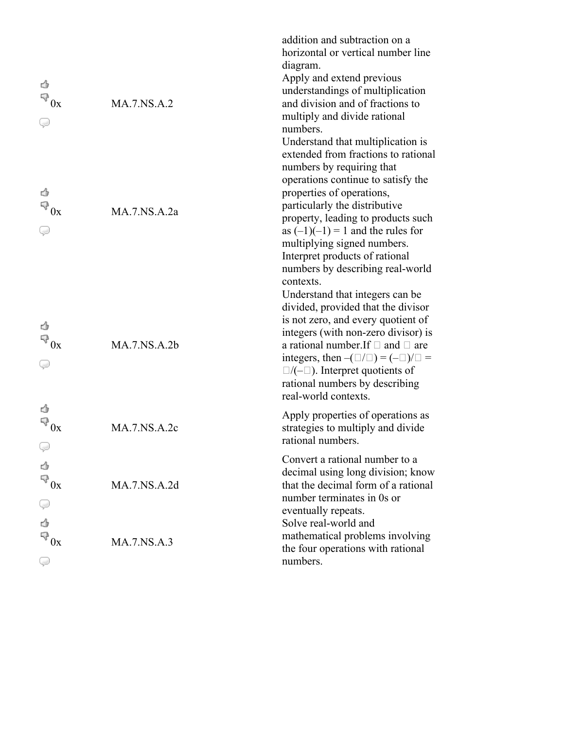| | | |
|---|---|---|
| | | addition and subtraction on a horizontal or vertical number line diagram. |
| 0x | MA.7.NS.A.2 | Apply and extend previous understandings of multiplication and division and of fractions to multiply and divide rational numbers. |
| 0x | MA.7.NS.A.2a | Understand that multiplication is extended from fractions to rational numbers by requiring that operations continue to satisfy the properties of operations, particularly the distributive property, leading to products such as (–1)(–1) = 1 and the rules for multiplying signed numbers. Interpret products of rational numbers by describing real-world contexts. |
| 0x | MA.7.NS.A.2b | Understand that integers can be divided, provided that the divisor is not zero, and every quotient of integers (with non-zero divisor) is a rational number.If □ and □ are integers, then –(□/□) = (–□)/□ = □/(–□). Interpret quotients of rational numbers by describing real-world contexts. |
| 0x | MA.7.NS.A.2c | Apply properties of operations as strategies to multiply and divide rational numbers. |
| 0x | MA.7.NS.A.2d | Convert a rational number to a decimal using long division; know that the decimal form of a rational number terminates in 0s or eventually repeats. |
| 0x | MA.7.NS.A.3 | Solve real-world and mathematical problems involving the four operations with rational numbers. |